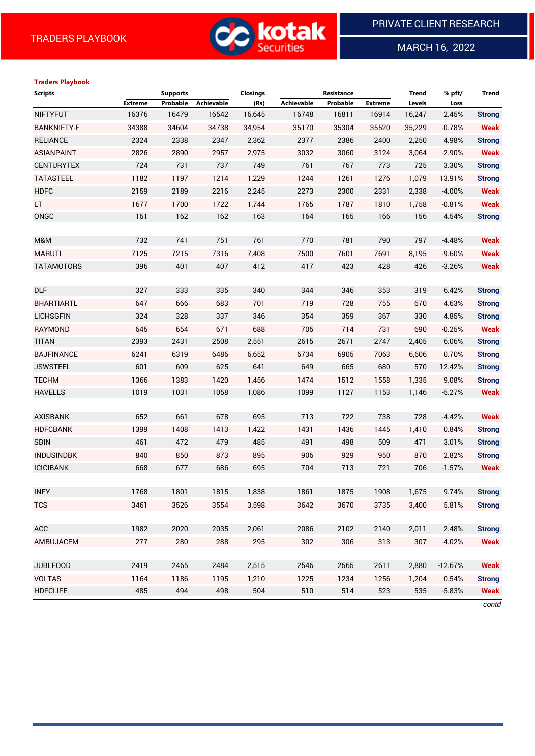TRADERS PLAYBOOK

PRIVATE CLIENT RESEARCH

MARCH 16, 2022

## Traders Playbook

| Scripts | Supports | | | Closings | Resistance | | | Trend | % pft/ | Trend |
|---|---|---|---|---|---|---|---|---|---|---|
| | Extreme | Probable | Achievable | (Rs) | Achievable | Probable | Extreme | Levels | Loss | |
| NIFTYFUT | 16376 | 16479 | 16542 | 16,645 | 16748 | 16811 | 16914 | 16,247 | 2.45% | Strong |
| BANKNIFTY-F | 34388 | 34604 | 34738 | 34,954 | 35170 | 35304 | 35520 | 35,229 | -0.78% | Weak |
| RELIANCE | 2324 | 2338 | 2347 | 2,362 | 2377 | 2386 | 2400 | 2,250 | 4.98% | Strong |
| ASIANPAINT | 2826 | 2890 | 2957 | 2,975 | 3032 | 3060 | 3124 | 3,064 | -2.90% | Weak |
| CENTURYTEX | 724 | 731 | 737 | 749 | 761 | 767 | 773 | 725 | 3.30% | Strong |
| TATASTEEL | 1182 | 1197 | 1214 | 1,229 | 1244 | 1261 | 1276 | 1,079 | 13.91% | Strong |
| HDFC | 2159 | 2189 | 2216 | 2,245 | 2273 | 2300 | 2331 | 2,338 | -4.00% | Weak |
| LT | 1677 | 1700 | 1722 | 1,744 | 1765 | 1787 | 1810 | 1,758 | -0.81% | Weak |
| ONGC | 161 | 162 | 162 | 163 | 164 | 165 | 166 | 156 | 4.54% | Strong |
| | | | | | | | | | | |
| M&M | 732 | 741 | 751 | 761 | 770 | 781 | 790 | 797 | -4.48% | Weak |
| MARUTI | 7125 | 7215 | 7316 | 7,408 | 7500 | 7601 | 7691 | 8,195 | -9.60% | Weak |
| TATAMOTORS | 396 | 401 | 407 | 412 | 417 | 423 | 428 | 426 | -3.26% | Weak |
| | | | | | | | | | | |
| DLF | 327 | 333 | 335 | 340 | 344 | 346 | 353 | 319 | 6.42% | Strong |
| BHARTIARTL | 647 | 666 | 683 | 701 | 719 | 728 | 755 | 670 | 4.63% | Strong |
| LICHSGFIN | 324 | 328 | 337 | 346 | 354 | 359 | 367 | 330 | 4.85% | Strong |
| RAYMOND | 645 | 654 | 671 | 688 | 705 | 714 | 731 | 690 | -0.25% | Weak |
| TITAN | 2393 | 2431 | 2508 | 2,551 | 2615 | 2671 | 2747 | 2,405 | 6.06% | Strong |
| BAJFINANCE | 6241 | 6319 | 6486 | 6,652 | 6734 | 6905 | 7063 | 6,606 | 0.70% | Strong |
| JSWSTEEL | 601 | 609 | 625 | 641 | 649 | 665 | 680 | 570 | 12.42% | Strong |
| TECHM | 1366 | 1383 | 1420 | 1,456 | 1474 | 1512 | 1558 | 1,335 | 9.08% | Strong |
| HAVELLS | 1019 | 1031 | 1058 | 1,086 | 1099 | 1127 | 1153 | 1,146 | -5.27% | Weak |
| | | | | | | | | | | |
| AXISBANK | 652 | 661 | 678 | 695 | 713 | 722 | 738 | 728 | -4.42% | Weak |
| HDFCBANK | 1399 | 1408 | 1413 | 1,422 | 1431 | 1436 | 1445 | 1,410 | 0.84% | Strong |
| SBIN | 461 | 472 | 479 | 485 | 491 | 498 | 509 | 471 | 3.01% | Strong |
| INDUSINDBK | 840 | 850 | 873 | 895 | 906 | 929 | 950 | 870 | 2.82% | Strong |
| ICICIBANK | 668 | 677 | 686 | 695 | 704 | 713 | 721 | 706 | -1.57% | Weak |
| | | | | | | | | | | |
| INFY | 1768 | 1801 | 1815 | 1,838 | 1861 | 1875 | 1908 | 1,675 | 9.74% | Strong |
| TCS | 3461 | 3526 | 3554 | 3,598 | 3642 | 3670 | 3735 | 3,400 | 5.81% | Strong |
| | | | | | | | | | | |
| ACC | 1982 | 2020 | 2035 | 2,061 | 2086 | 2102 | 2140 | 2,011 | 2.48% | Strong |
| AMBUJACEM | 277 | 280 | 288 | 295 | 302 | 306 | 313 | 307 | -4.02% | Weak |
| | | | | | | | | | | |
| JUBLFOOD | 2419 | 2465 | 2484 | 2,515 | 2546 | 2565 | 2611 | 2,880 | -12.67% | Weak |
| VOLTAS | 1164 | 1186 | 1195 | 1,210 | 1225 | 1234 | 1256 | 1,204 | 0.54% | Strong |
| HDFCLIFE | 485 | 494 | 498 | 504 | 510 | 514 | 523 | 535 | -5.83% | Weak |

*contd*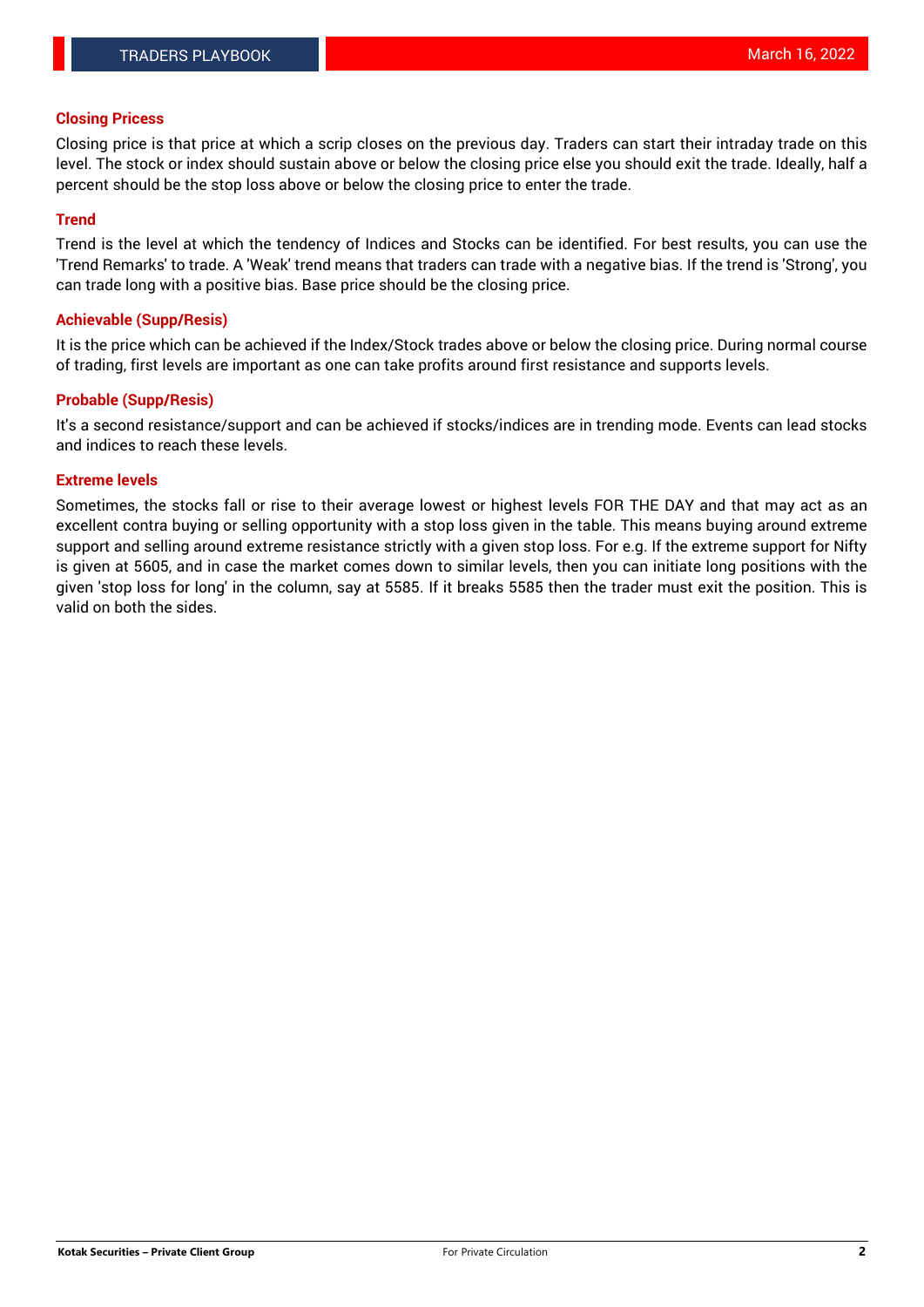### Closing Pricess

Closing price is that price at which a scrip closes on the previous day. Traders can start their intraday trade on this level. The stock or index should sustain above or below the closing price else you should exit the trade. Ideally, half a percent should be the stop loss above or below the closing price to enter the trade.

### Trend

Trend is the level at which the tendency of Indices and Stocks can be identified. For best results, you can use the 'Trend Remarks' to trade. A 'Weak' trend means that traders can trade with a negative bias. If the trend is 'Strong', you can trade long with a positive bias. Base price should be the closing price.

### Achievable (Supp/Resis)

It is the price which can be achieved if the Index/Stock trades above or below the closing price. During normal course of trading, first levels are important as one can take profits around first resistance and supports levels.

### Probable (Supp/Resis)

It's a second resistance/support and can be achieved if stocks/indices are in trending mode. Events can lead stocks and indices to reach these levels.

### Extreme levels

Sometimes, the stocks fall or rise to their average lowest or highest levels FOR THE DAY and that may act as an excellent contra buying or selling opportunity with a stop loss given in the table. This means buying around extreme support and selling around extreme resistance strictly with a given stop loss. For e.g. If the extreme support for Nifty is given at 5605, and in case the market comes down to similar levels, then you can initiate long positions with the given 'stop loss for long' in the column, say at 5585. If it breaks 5585 then the trader must exit the position. This is valid on both the sides.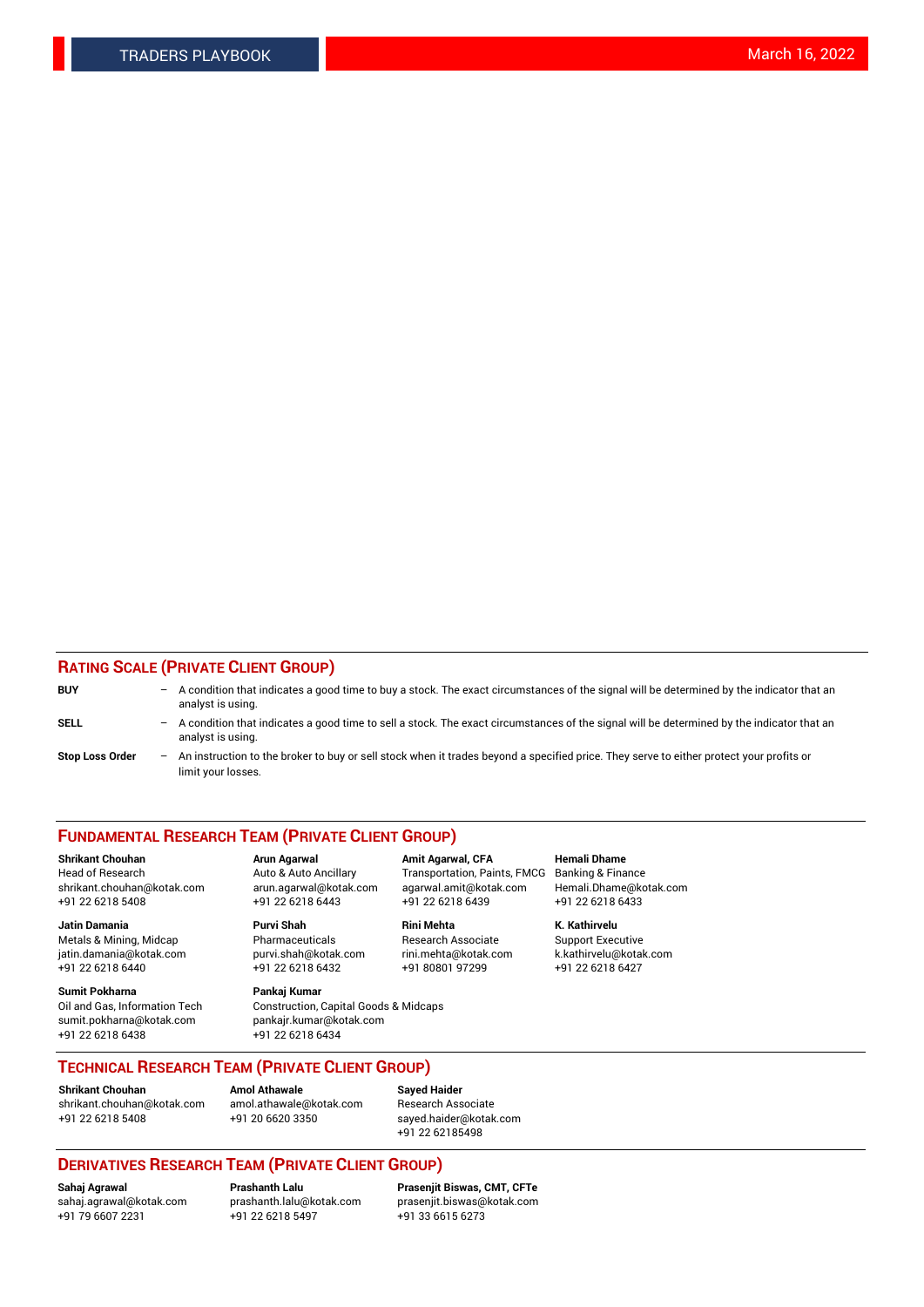## RATING SCALE (PRIVATE CLIENT GROUP)

**BUY** – A condition that indicates a good time to buy a stock. The exact circumstances of the signal will be determined by the indicator that an analyst is using.

**SELL** – A condition that indicates a good time to sell a stock. The exact circumstances of the signal will be determined by the indicator that an analyst is using.

**Stop Loss Order** – An instruction to the broker to buy or sell stock when it trades beyond a specified price. They serve to either protect your profits or limit your losses.

## FUNDAMENTAL RESEARCH TEAM (PRIVATE CLIENT GROUP)

**Shrikant Chouhan**
Head of Research
shrikant.chouhan@kotak.com
+91 22 6218 5408

**Arun Agarwal**
Auto & Auto Ancillary
arun.agarwal@kotak.com
+91 22 6218 6443

**Amit Agarwal, CFA**
Transportation, Paints, FMCG
agarwal.amit@kotak.com
+91 22 6218 6439

**Hemali Dhame**
Banking & Finance
Hemali.Dhame@kotak.com
+91 22 6218 6433

**Jatin Damania**
Metals & Mining, Midcap
jatin.damania@kotak.com
+91 22 6218 6440

**Purvi Shah**
Pharmaceuticals
purvi.shah@kotak.com
+91 22 6218 6432

**Rini Mehta**
Research Associate
rini.mehta@kotak.com
+91 80801 97299

**K. Kathirvelu**
Support Executive
k.kathirvelu@kotak.com
+91 22 6218 6427

**Sumit Pokharna**
Oil and Gas, Information Tech
sumit.pokharna@kotak.com
+91 22 6218 6438

**Pankaj Kumar**
Construction, Capital Goods & Midcaps
pankajr.kumar@kotak.com
+91 22 6218 6434

## TECHNICAL RESEARCH TEAM (PRIVATE CLIENT GROUP)

**Shrikant Chouhan**
shrikant.chouhan@kotak.com
+91 22 6218 5408

**Amol Athawale**
amol.athawale@kotak.com
+91 20 6620 3350

**Sayed Haider**
Research Associate
sayed.haider@kotak.com
+91 22 62185498

## DERIVATIVES RESEARCH TEAM (PRIVATE CLIENT GROUP)

**Sahaj Agrawal**
sahaj.agrawal@kotak.com
+91 79 6607 2231

**Prashanth Lalu**
prashanth.lalu@kotak.com
+91 22 6218 5497

**Prasenjit Biswas, CMT, CFTe**
prasenjit.biswas@kotak.com
+91 33 6615 6273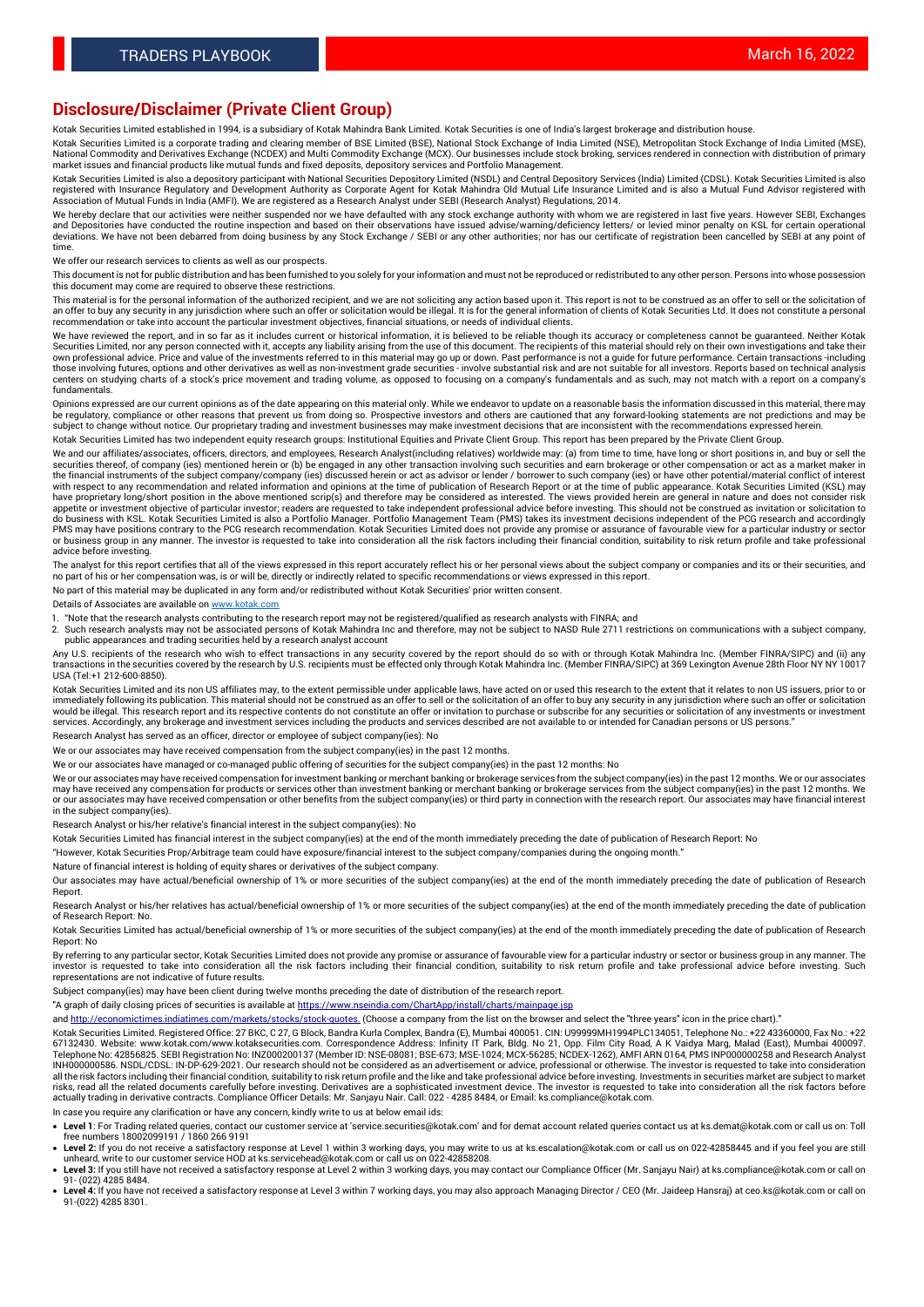## Disclosure/Disclaimer (Private Client Group)

Kotak Securities Limited established in 1994, is a subsidiary of Kotak Mahindra Bank Limited. Kotak Securities is one of India's largest brokerage and distribution house.

Kotak Securities Limited is a corporate trading and clearing member of BSE Limited (BSE), National Stock Exchange of India Limited (NSE), Metropolitan Stock Exchange of India Limited (MSE), National Commodity and Derivatives Exchange (NCDEX) and Multi Commodity Exchange (MCX). Our businesses include stock broking, services rendered in connection with distribution of primary market issues and financial products like mutual funds and fixed deposits, depository services and Portfolio Management.

Kotak Securities Limited is also a depository participant with National Securities Depository Limited (NSDL) and Central Depository Services (India) Limited (CDSL). Kotak Securities Limited is also registered with Insurance Regulatory and Development Authority as Corporate Agent for Kotak Mahindra Old Mutual Life Insurance Limited and is also a Mutual Fund Advisor registered with Association of Mutual Funds in India (AMFI). We are registered as a Research Analyst under SEBI (Research Analyst) Regulations, 2014.

We hereby declare that our activities were neither suspended nor we have defaulted with any stock exchange authority with whom we are registered in last five years. However SEBI, Exchanges and Depositories have conducted the routine inspection and based on their observations have issued advise/warning/deficiency letters/ or levied minor penalty on KSL for certain operational deviations. We have not been debarred from doing business by any Stock Exchange / SEBI or any other authorities; nor has our certificate of registration been cancelled by SEBI at any point of time.

We offer our research services to clients as well as our prospects.

This document is not for public distribution and has been furnished to you solely for your information and must not be reproduced or redistributed to any other person. Persons into whose possession this document may come are required to observe these restrictions.

This material is for the personal information of the authorized recipient, and we are not soliciting any action based upon it. This report is not to be construed as an offer to sell or the solicitation of an offer to buy any security in any jurisdiction where such an offer or solicitation would be illegal. It is for the general information of clients of Kotak Securities Ltd. It does not constitute a personal recommendation or take into account the particular investment objectives, financial situations, or needs of individual clients.

We have reviewed the report, and in so far as it includes current or historical information, it is believed to be reliable though its accuracy or completeness cannot be guaranteed. Neither Kotak Securities Limited, nor any person connected with it, accepts any liability arising from the use of this document. The recipients of this material should rely on their own investigations and take their own professional advice. Price and value of the investments referred to in this material may go up or down. Past performance is not a guide for future performance. Certain transactions -including those involving futures, options and other derivatives as well as non-investment grade securities - involve substantial risk and are not suitable for all investors. Reports based on technical analysis centers on studying charts of a stock's price movement and trading volume, as opposed to focusing on a company's fundamentals and as such, may not match with a report on a company's fundamentals.

Opinions expressed are our current opinions as of the date appearing on this material only. While we endeavor to update on a reasonable basis the information discussed in this material, there may be regulatory, compliance or other reasons that prevent us from doing so. Prospective investors and others are cautioned that any forward-looking statements are not predictions and may be subject to change without notice. Our proprietary trading and investment businesses may make investment decisions that are inconsistent with the recommendations expressed herein.

Kotak Securities Limited has two independent equity research groups: Institutional Equities and Private Client Group. This report has been prepared by the Private Client Group.

We and our affiliates/associates, officers, directors, and employees, Research Analyst(including relatives) worldwide may: (a) from time to time, have long or short positions in, and buy or sell the securities thereof, of company (ies) mentioned herein or (b) be engaged in any other transaction involving such securities and earn brokerage or other compensation or act as a market maker in the financial instruments of the subject company/company (ies) discussed herein or act as advisor or lender / borrower to such company (ies) or have other potential/material conflict of interest with respect to any recommendation and related information and opinions at the time of publication of Research Report or at the time of public appearance. Kotak Securities Limited (KSL) may have proprietary long/short position in the above mentioned scrip(s) and therefore may be considered as interested. The views provided herein are general in nature and does not consider risk appetite or investment objective of particular investor; readers are requested to take independent professional advice before investing. This should not be construed as invitation or solicitation to do business with KSL. Kotak Securities Limited is also a Portfolio Manager. Portfolio Management Team (PMS) takes its investment decisions independent of the PCG research and accordingly PMS may have positions contrary to the PCG research recommendation. Kotak Securities Limited does not provide any promise or assurance of favourable view for a particular industry or sector or business group in any manner. The investor is requested to take into consideration all the risk factors including their financial condition, suitability to risk return profile and take professional advice before investing.

The analyst for this report certifies that all of the views expressed in this report accurately reflect his or her personal views about the subject company or companies and its or their securities, and no part of his or her compensation was, is or will be, directly or indirectly related to specific recommendations or views expressed in this report.

No part of this material may be duplicated in any form and/or redistributed without Kotak Securities' prior written consent.

Details of Associates are available on www.kotak.com

1. "Note that the research analysts contributing to the research report may not be registered/qualified as research analysts with FINRA; and
2. Such research analysts may not be associated persons of Kotak Mahindra Inc and therefore, may not be subject to NASD Rule 2711 restrictions on communications with a subject company, public appearances and trading securities held by a research analyst account

Any U.S. recipients of the research who wish to effect transactions in any security covered by the report should do so with or through Kotak Mahindra Inc. (Member FINRA/SIPC) and (ii) any transactions in the securities covered by the research by U.S. recipients must be effected only through Kotak Mahindra Inc. (Member FINRA/SIPC) at 369 Lexington Avenue 28th Floor NY NY 10017 USA (Tel:+1 212-600-8850).

Kotak Securities Limited and its non US affiliates may, to the extent permissible under applicable laws, have acted on or used this research to the extent that it relates to non US issuers, prior to or immediately following its publication. This material should not be construed as an offer to sell or the solicitation of an offer to buy any security in any jurisdiction where such an offer or solicitation would be illegal. This research report and its respective contents do not constitute an offer or invitation to purchase or subscribe for any securities or solicitation of any investments or investment services. Accordingly, any brokerage and investment services including the products and services described are not available to or intended for Canadian persons or US persons."

Research Analyst has served as an officer, director or employee of subject company(ies): No

We or our associates may have received compensation from the subject company(ies) in the past 12 months.

We or our associates have managed or co-managed public offering of securities for the subject company(ies) in the past 12 months: No

We or our associates may have received compensation for investment banking or merchant banking or brokerage services from the subject company(ies) in the past 12 months. We or our associates may have received any compensation for products or services other than investment banking or merchant banking or brokerage services from the subject company(ies) in the past 12 months. We or our associates may have received compensation or other benefits from the subject company(ies) or third party in connection with the research report. Our associates may have financial interest in the subject company(ies).

Research Analyst or his/her relative's financial interest in the subject company(ies): No

Kotak Securities Limited has financial interest in the subject company(ies) at the end of the month immediately preceding the date of publication of Research Report: No

"However, Kotak Securities Prop/Arbitrage team could have exposure/financial interest to the subject company/companies during the ongoing month."

Nature of financial interest is holding of equity shares or derivatives of the subject company.

Our associates may have actual/beneficial ownership of 1% or more securities of the subject company(ies) at the end of the month immediately preceding the date of publication of Research Report.

Research Analyst or his/her relatives has actual/beneficial ownership of 1% or more securities of the subject company(ies) at the end of the month immediately preceding the date of publication of Research Report: No.

Kotak Securities Limited has actual/beneficial ownership of 1% or more securities of the subject company(ies) at the end of the month immediately preceding the date of publication of Research Report: No

By referring to any particular sector, Kotak Securities Limited does not provide any promise or assurance of favourable view for a particular industry or sector or business group in any manner. The investor is requested to take into consideration all the risk factors including their financial condition, suitability to risk return profile and take professional advice before investing. Such representations are not indicative of future results.

Subject company(ies) may have been client during twelve months preceding the date of distribution of the research report.

"A graph of daily closing prices of securities is available at https://www.nseindia.com/ChartApp/install/charts/mainpage.jsp

and http://economictimes.indiatimes.com/markets/stocks/stock-quotes. (Choose a company from the list on the browser and select the "three years" icon in the price chart)."

Kotak Securities Limited. Registered Office: 27 BKC, C 27, G Block, Bandra Kurla Complex, Bandra (E), Mumbai 400051. CIN: U99999MH1994PLC134051, Telephone No.: +22 43360000, Fax No.: +22 67132430. Website: www.kotak.com/www.kotaksecurities.com. Correspondence Address: Infinity IT Park, Bldg. No 21, Opp. Film City Road, A K Vaidya Marg, Malad (East), Mumbai 400097. Telephone No: 42856825. SEBI Registration No: INZ000200137 (Member ID: NSE-08081; BSE-673; MSE-1024; MCX-56285; NCDEX-1262), AMFI ARN 0164, PMS INP000000258 and Research Analyst INH000000586. NSDL/CDSL: IN-DP-629-2021. Our research should not be considered as an advertisement or advice, professional or otherwise. The investor is requested to take into consideration all the risk factors including their financial condition, suitability to risk return profile and the like and take professional advice before investing. Investments in securities market are subject to market risks, read all the related documents carefully before investing. Derivatives are a sophisticated investment device. The investor is requested to take into consideration all the risk factors before actually trading in derivative contracts. Compliance Officer Details: Mr. Sanjayu Nair. Call: 022 - 4285 8484, or Email: ks.compliance@kotak.com.

In case you require any clarification or have any concern, kindly write to us at below email ids:

- **Level 1**: For Trading related queries, contact our customer service at 'service.securities@kotak.com' and for demat account related queries contact us at ks.demat@kotak.com or call us on: Toll free numbers 18002099191 / 1860 266 9191
- **Level 2:** If you do not receive a satisfactory response at Level 1 within 3 working days, you may write to us at ks.escalation@kotak.com or call us on 022-42858445 and if you feel you are still unheard, write to our customer service HOD at ks.servicehead@kotak.com or call us on 022-42858208.
- **Level 3:** If you still have not received a satisfactory response at Level 2 within 3 working days, you may contact our Compliance Officer (Mr. Sanjayu Nair) at ks.compliance@kotak.com or call on 91- (022) 4285 8484.
- **Level 4:** If you have not received a satisfactory response at Level 3 within 7 working days, you may also approach Managing Director / CEO (Mr. Jaideep Hansraj) at ceo.ks@kotak.com or call on 91-(022) 4285 8301.